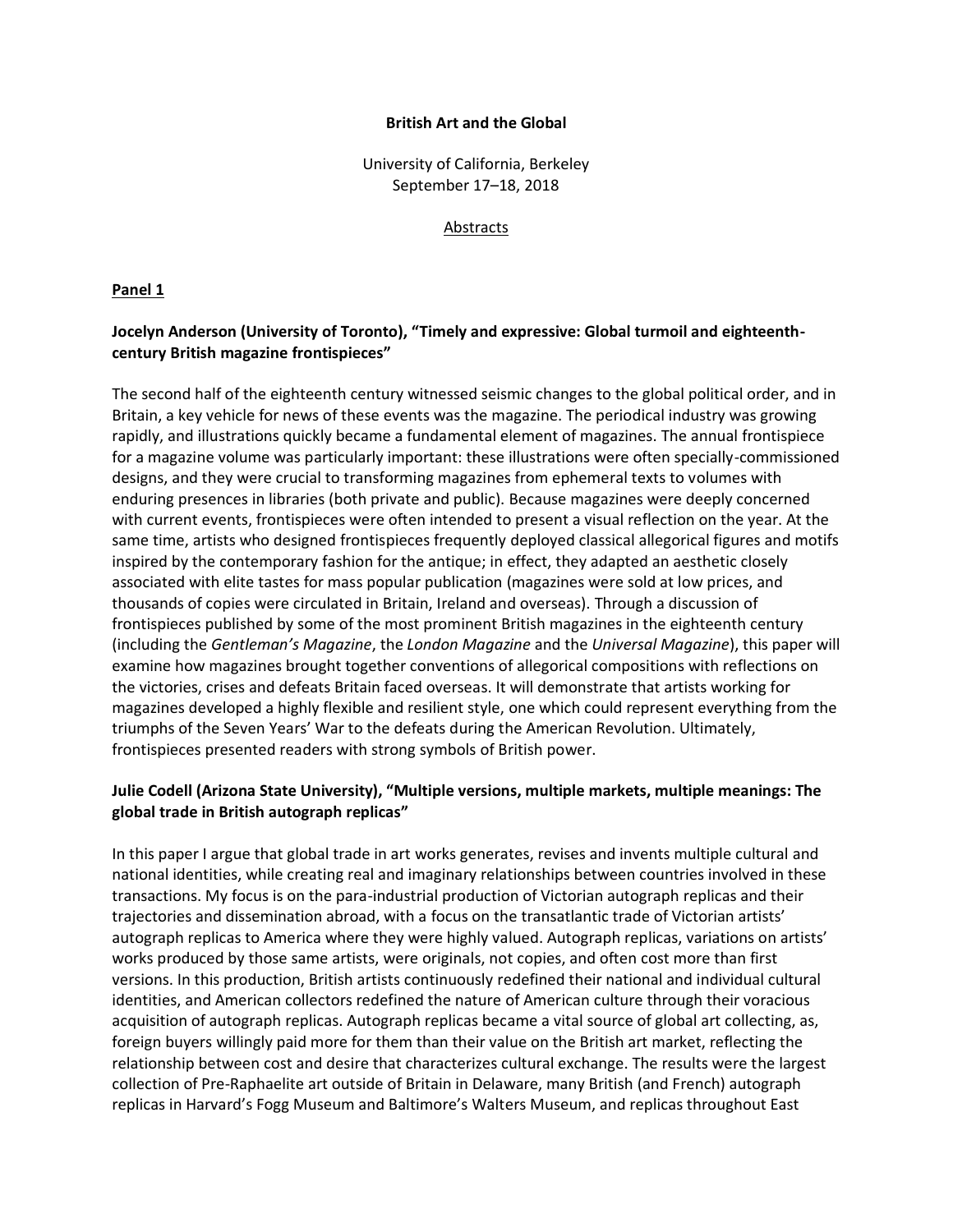**British Art and the Global**

University of California, Berkeley
September 17–18, 2018

Abstracts

**Panel 1**

### Jocelyn Anderson (University of Toronto), "Timely and expressive: Global turmoil and eighteenth-century British magazine frontispieces"

The second half of the eighteenth century witnessed seismic changes to the global political order, and in Britain, a key vehicle for news of these events was the magazine. The periodical industry was growing rapidly, and illustrations quickly became a fundamental element of magazines. The annual frontispiece for a magazine volume was particularly important: these illustrations were often specially-commissioned designs, and they were crucial to transforming magazines from ephemeral texts to volumes with enduring presences in libraries (both private and public). Because magazines were deeply concerned with current events, frontispieces were often intended to present a visual reflection on the year. At the same time, artists who designed frontispieces frequently deployed classical allegorical figures and motifs inspired by the contemporary fashion for the antique; in effect, they adapted an aesthetic closely associated with elite tastes for mass popular publication (magazines were sold at low prices, and thousands of copies were circulated in Britain, Ireland and overseas). Through a discussion of frontispieces published by some of the most prominent British magazines in the eighteenth century (including the *Gentleman's Magazine*, the *London Magazine* and the *Universal Magazine*), this paper will examine how magazines brought together conventions of allegorical compositions with reflections on the victories, crises and defeats Britain faced overseas. It will demonstrate that artists working for magazines developed a highly flexible and resilient style, one which could represent everything from the triumphs of the Seven Years' War to the defeats during the American Revolution. Ultimately, frontispieces presented readers with strong symbols of British power.

### Julie Codell (Arizona State University), "Multiple versions, multiple markets, multiple meanings: The global trade in British autograph replicas"

In this paper I argue that global trade in art works generates, revises and invents multiple cultural and national identities, while creating real and imaginary relationships between countries involved in these transactions. My focus is on the para-industrial production of Victorian autograph replicas and their trajectories and dissemination abroad, with a focus on the transatlantic trade of Victorian artists' autograph replicas to America where they were highly valued. Autograph replicas, variations on artists' works produced by those same artists, were originals, not copies, and often cost more than first versions. In this production, British artists continuously redefined their national and individual cultural identities, and American collectors redefined the nature of American culture through their voracious acquisition of autograph replicas. Autograph replicas became a vital source of global art collecting, as, foreign buyers willingly paid more for them than their value on the British art market, reflecting the relationship between cost and desire that characterizes cultural exchange. The results were the largest collection of Pre-Raphaelite art outside of Britain in Delaware, many British (and French) autograph replicas in Harvard's Fogg Museum and Baltimore's Walters Museum, and replicas throughout East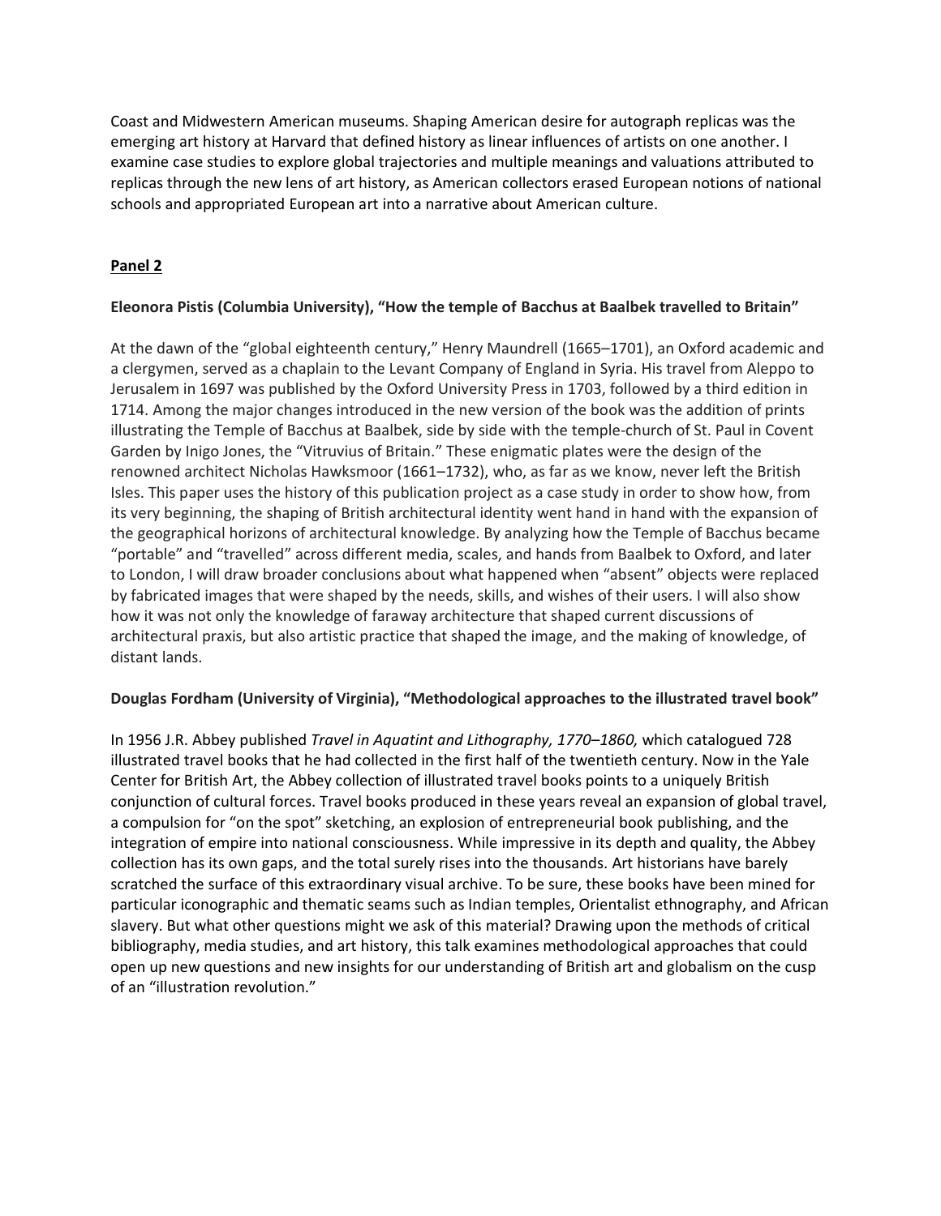Coast and Midwestern American museums. Shaping American desire for autograph replicas was the emerging art history at Harvard that defined history as linear influences of artists on one another. I examine case studies to explore global trajectories and multiple meanings and valuations attributed to replicas through the new lens of art history, as American collectors erased European notions of national schools and appropriated European art into a narrative about American culture.

## <u>Panel 2</u>

**Eleonora Pistis (Columbia University), "How the temple of Bacchus at Baalbek travelled to Britain"**

At the dawn of the "global eighteenth century," Henry Maundrell (1665–1701), an Oxford academic and a clergymen, served as a chaplain to the Levant Company of England in Syria. His travel from Aleppo to Jerusalem in 1697 was published by the Oxford University Press in 1703, followed by a third edition in 1714. Among the major changes introduced in the new version of the book was the addition of prints illustrating the Temple of Bacchus at Baalbek, side by side with the temple-church of St. Paul in Covent Garden by Inigo Jones, the "Vitruvius of Britain." These enigmatic plates were the design of the renowned architect Nicholas Hawksmoor (1661–1732), who, as far as we know, never left the British Isles. This paper uses the history of this publication project as a case study in order to show how, from its very beginning, the shaping of British architectural identity went hand in hand with the expansion of the geographical horizons of architectural knowledge. By analyzing how the Temple of Bacchus became "portable" and "travelled" across different media, scales, and hands from Baalbek to Oxford, and later to London, I will draw broader conclusions about what happened when "absent" objects were replaced by fabricated images that were shaped by the needs, skills, and wishes of their users. I will also show how it was not only the knowledge of faraway architecture that shaped current discussions of architectural praxis, but also artistic practice that shaped the image, and the making of knowledge, of distant lands.

**Douglas Fordham (University of Virginia), "Methodological approaches to the illustrated travel book"**

In 1956 J.R. Abbey published *Travel in Aquatint and Lithography, 1770–1860,* which catalogued 728 illustrated travel books that he had collected in the first half of the twentieth century. Now in the Yale Center for British Art, the Abbey collection of illustrated travel books points to a uniquely British conjunction of cultural forces. Travel books produced in these years reveal an expansion of global travel, a compulsion for "on the spot" sketching, an explosion of entrepreneurial book publishing, and the integration of empire into national consciousness. While impressive in its depth and quality, the Abbey collection has its own gaps, and the total surely rises into the thousands. Art historians have barely scratched the surface of this extraordinary visual archive. To be sure, these books have been mined for particular iconographic and thematic seams such as Indian temples, Orientalist ethnography, and African slavery. But what other questions might we ask of this material? Drawing upon the methods of critical bibliography, media studies, and art history, this talk examines methodological approaches that could open up new questions and new insights for our understanding of British art and globalism on the cusp of an "illustration revolution."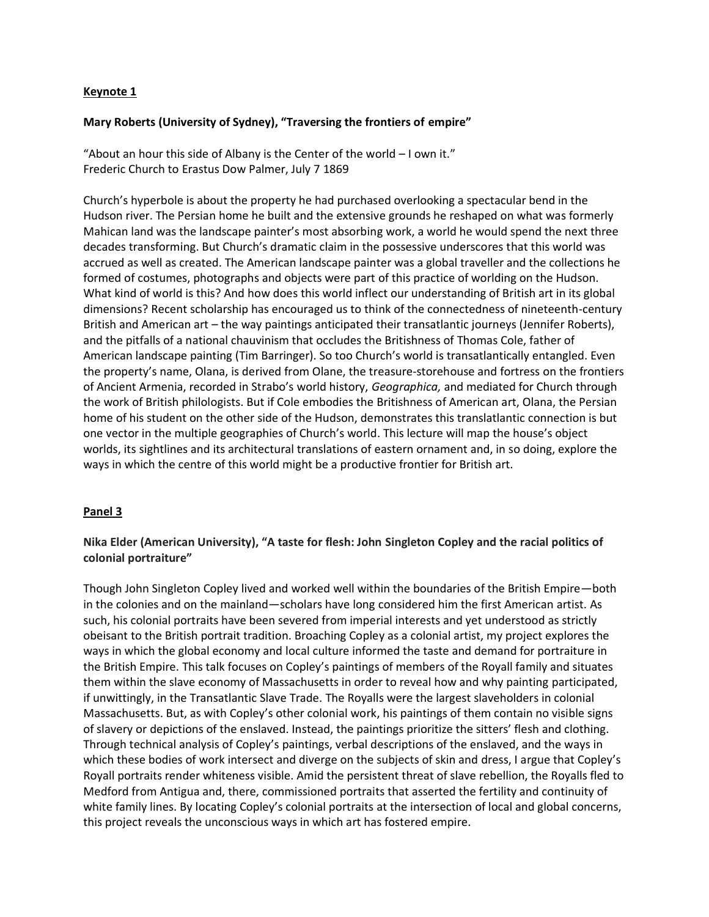**Keynote 1**

**Mary Roberts (University of Sydney), "Traversing the frontiers of empire"**

"About an hour this side of Albany is the Center of the world – I own it."
Frederic Church to Erastus Dow Palmer, July 7 1869

Church's hyperbole is about the property he had purchased overlooking a spectacular bend in the Hudson river. The Persian home he built and the extensive grounds he reshaped on what was formerly Mahican land was the landscape painter's most absorbing work, a world he would spend the next three decades transforming. But Church's dramatic claim in the possessive underscores that this world was accrued as well as created. The American landscape painter was a global traveller and the collections he formed of costumes, photographs and objects were part of this practice of worlding on the Hudson. What kind of world is this? And how does this world inflect our understanding of British art in its global dimensions? Recent scholarship has encouraged us to think of the connectedness of nineteenth-century British and American art – the way paintings anticipated their transatlantic journeys (Jennifer Roberts), and the pitfalls of a national chauvinism that occludes the Britishness of Thomas Cole, father of American landscape painting (Tim Barringer). So too Church's world is transatlantically entangled. Even the property's name, Olana, is derived from Olane, the treasure-storehouse and fortress on the frontiers of Ancient Armenia, recorded in Strabo's world history, *Geographica,* and mediated for Church through the work of British philologists. But if Cole embodies the Britishness of American art, Olana, the Persian home of his student on the other side of the Hudson, demonstrates this translatlantic connection is but one vector in the multiple geographies of Church's world. This lecture will map the house's object worlds, its sightlines and its architectural translations of eastern ornament and, in so doing, explore the ways in which the centre of this world might be a productive frontier for British art.

**Panel 3**

**Nika Elder (American University), "A taste for flesh: John Singleton Copley and the racial politics of colonial portraiture"**

Though John Singleton Copley lived and worked well within the boundaries of the British Empire—both in the colonies and on the mainland—scholars have long considered him the first American artist. As such, his colonial portraits have been severed from imperial interests and yet understood as strictly obeisant to the British portrait tradition. Broaching Copley as a colonial artist, my project explores the ways in which the global economy and local culture informed the taste and demand for portraiture in the British Empire. This talk focuses on Copley's paintings of members of the Royall family and situates them within the slave economy of Massachusetts in order to reveal how and why painting participated, if unwittingly, in the Transatlantic Slave Trade. The Royalls were the largest slaveholders in colonial Massachusetts. But, as with Copley's other colonial work, his paintings of them contain no visible signs of slavery or depictions of the enslaved. Instead, the paintings prioritize the sitters' flesh and clothing. Through technical analysis of Copley's paintings, verbal descriptions of the enslaved, and the ways in which these bodies of work intersect and diverge on the subjects of skin and dress, I argue that Copley's Royall portraits render whiteness visible. Amid the persistent threat of slave rebellion, the Royalls fled to Medford from Antigua and, there, commissioned portraits that asserted the fertility and continuity of white family lines. By locating Copley's colonial portraits at the intersection of local and global concerns, this project reveals the unconscious ways in which art has fostered empire.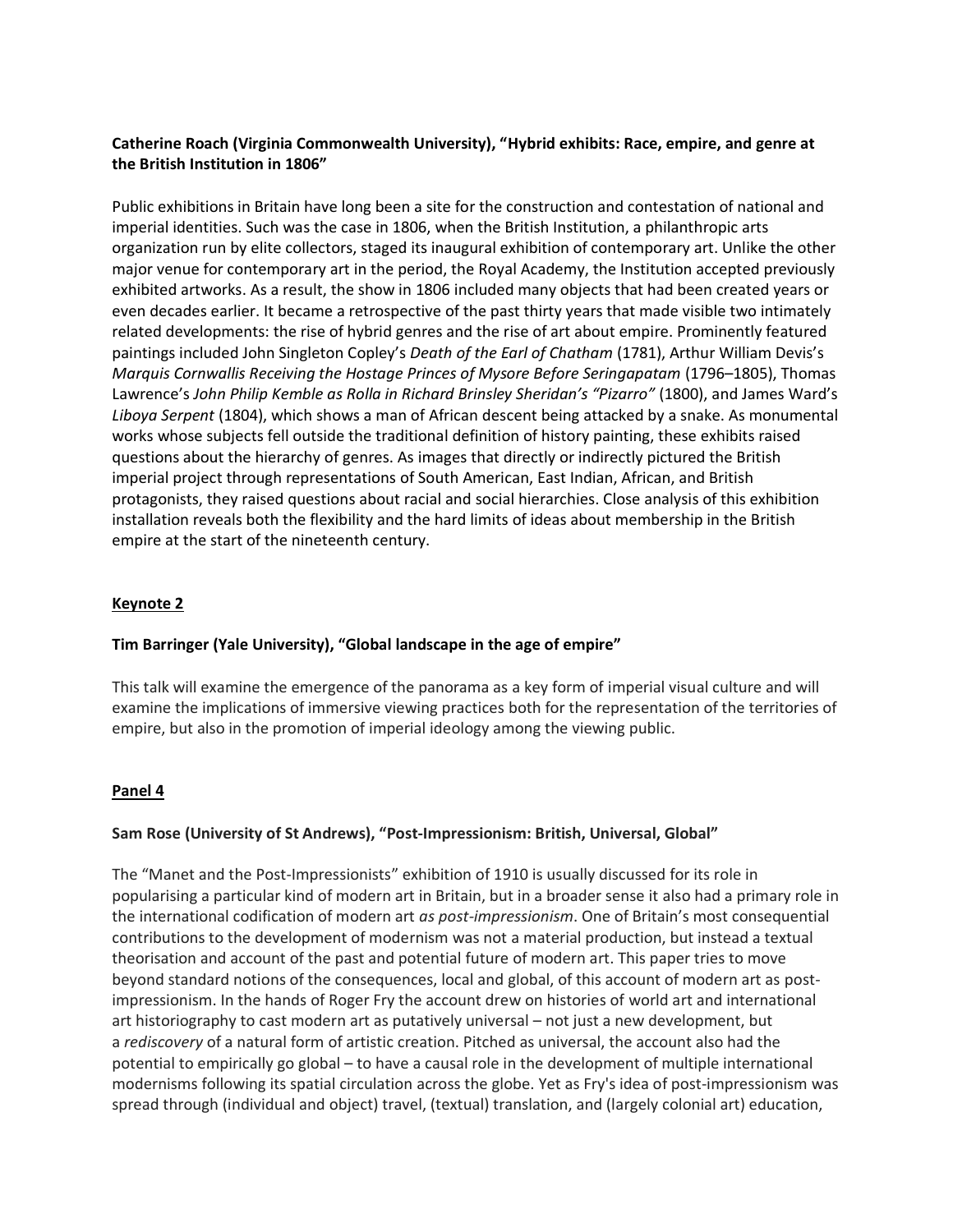**Catherine Roach (Virginia Commonwealth University), "Hybrid exhibits: Race, empire, and genre at the British Institution in 1806"**

Public exhibitions in Britain have long been a site for the construction and contestation of national and imperial identities. Such was the case in 1806, when the British Institution, a philanthropic arts organization run by elite collectors, staged its inaugural exhibition of contemporary art. Unlike the other major venue for contemporary art in the period, the Royal Academy, the Institution accepted previously exhibited artworks. As a result, the show in 1806 included many objects that had been created years or even decades earlier. It became a retrospective of the past thirty years that made visible two intimately related developments: the rise of hybrid genres and the rise of art about empire. Prominently featured paintings included John Singleton Copley's *Death of the Earl of Chatham* (1781), Arthur William Devis's *Marquis Cornwallis Receiving the Hostage Princes of Mysore Before Seringapatam* (1796–1805), Thomas Lawrence's *John Philip Kemble as Rolla in Richard Brinsley Sheridan's "Pizarro"* (1800), and James Ward's *Liboya Serpent* (1804), which shows a man of African descent being attacked by a snake. As monumental works whose subjects fell outside the traditional definition of history painting, these exhibits raised questions about the hierarchy of genres. As images that directly or indirectly pictured the British imperial project through representations of South American, East Indian, African, and British protagonists, they raised questions about racial and social hierarchies. Close analysis of this exhibition installation reveals both the flexibility and the hard limits of ideas about membership in the British empire at the start of the nineteenth century.

## Keynote 2

**Tim Barringer (Yale University), "Global landscape in the age of empire"**

This talk will examine the emergence of the panorama as a key form of imperial visual culture and will examine the implications of immersive viewing practices both for the representation of the territories of empire, but also in the promotion of imperial ideology among the viewing public.

## Panel 4

**Sam Rose (University of St Andrews), "Post-Impressionism: British, Universal, Global"**

The "Manet and the Post-Impressionists" exhibition of 1910 is usually discussed for its role in popularising a particular kind of modern art in Britain, but in a broader sense it also had a primary role in the international codification of modern art *as post-impressionism*. One of Britain's most consequential contributions to the development of modernism was not a material production, but instead a textual theorisation and account of the past and potential future of modern art. This paper tries to move beyond standard notions of the consequences, local and global, of this account of modern art as post-impressionism. In the hands of Roger Fry the account drew on histories of world art and international art historiography to cast modern art as putatively universal – not just a new development, but a *rediscovery* of a natural form of artistic creation. Pitched as universal, the account also had the potential to empirically go global – to have a causal role in the development of multiple international modernisms following its spatial circulation across the globe. Yet as Fry's idea of post-impressionism was spread through (individual and object) travel, (textual) translation, and (largely colonial art) education,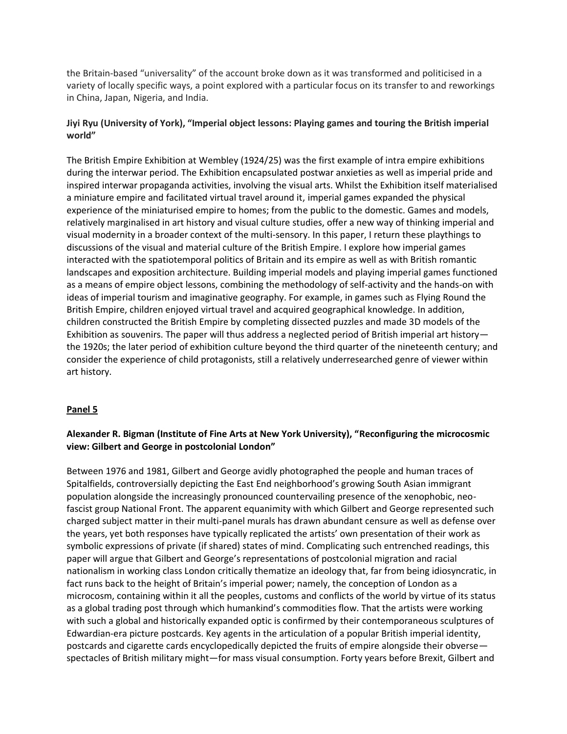the Britain-based “universality” of the account broke down as it was transformed and politicised in a variety of locally specific ways, a point explored with a particular focus on its transfer to and reworkings in China, Japan, Nigeria, and India.

**Jiyi Ryu (University of York), “Imperial object lessons: Playing games and touring the British imperial world”**

The British Empire Exhibition at Wembley (1924/25) was the first example of intra empire exhibitions during the interwar period. The Exhibition encapsulated postwar anxieties as well as imperial pride and inspired interwar propaganda activities, involving the visual arts. Whilst the Exhibition itself materialised a miniature empire and facilitated virtual travel around it, imperial games expanded the physical experience of the miniaturised empire to homes; from the public to the domestic. Games and models, relatively marginalised in art history and visual culture studies, offer a new way of thinking imperial and visual modernity in a broader context of the multi-sensory. In this paper, I return these playthings to discussions of the visual and material culture of the British Empire. I explore how imperial games interacted with the spatiotemporal politics of Britain and its empire as well as with British romantic landscapes and exposition architecture. Building imperial models and playing imperial games functioned as a means of empire object lessons, combining the methodology of self-activity and the hands-on with ideas of imperial tourism and imaginative geography. For example, in games such as Flying Round the British Empire, children enjoyed virtual travel and acquired geographical knowledge. In addition, children constructed the British Empire by completing dissected puzzles and made 3D models of the Exhibition as souvenirs. The paper will thus address a neglected period of British imperial art history—the 1920s; the later period of exhibition culture beyond the third quarter of the nineteenth century; and consider the experience of child protagonists, still a relatively underresearched genre of viewer within art history.

## Panel 5

**Alexander R. Bigman (Institute of Fine Arts at New York University), “Reconfiguring the microcosmic view: Gilbert and George in postcolonial London”**

Between 1976 and 1981, Gilbert and George avidly photographed the people and human traces of Spitalfields, controversially depicting the East End neighborhood’s growing South Asian immigrant population alongside the increasingly pronounced countervailing presence of the xenophobic, neo-fascist group National Front. The apparent equanimity with which Gilbert and George represented such charged subject matter in their multi-panel murals has drawn abundant censure as well as defense over the years, yet both responses have typically replicated the artists’ own presentation of their work as symbolic expressions of private (if shared) states of mind. Complicating such entrenched readings, this paper will argue that Gilbert and George’s representations of postcolonial migration and racial nationalism in working class London critically thematize an ideology that, far from being idiosyncratic, in fact runs back to the height of Britain’s imperial power; namely, the conception of London as a microcosm, containing within it all the peoples, customs and conflicts of the world by virtue of its status as a global trading post through which humankind’s commodities flow. That the artists were working with such a global and historically expanded optic is confirmed by their contemporaneous sculptures of Edwardian-era picture postcards. Key agents in the articulation of a popular British imperial identity, postcards and cigarette cards encyclopedically depicted the fruits of empire alongside their obverse—spectacles of British military might—for mass visual consumption. Forty years before Brexit, Gilbert and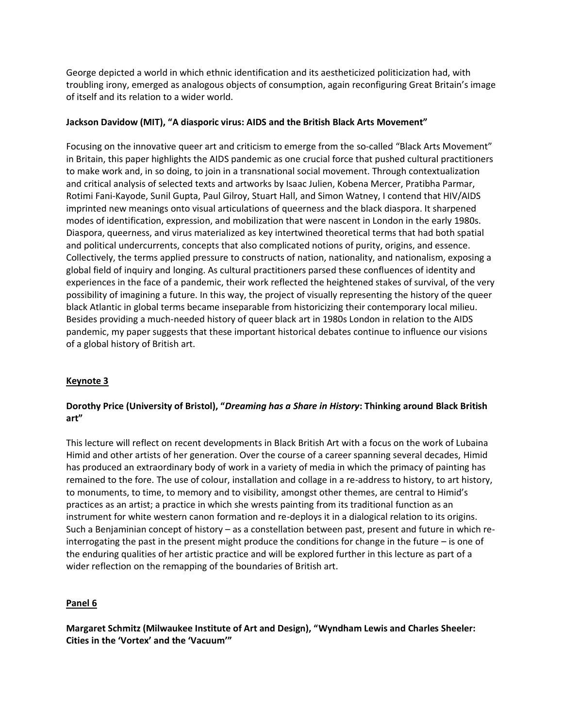George depicted a world in which ethnic identification and its aestheticized politicization had, with troubling irony, emerged as analogous objects of consumption, again reconfiguring Great Britain's image of itself and its relation to a wider world.

**Jackson Davidow (MIT), "A diasporic virus: AIDS and the British Black Arts Movement"**

Focusing on the innovative queer art and criticism to emerge from the so-called "Black Arts Movement" in Britain, this paper highlights the AIDS pandemic as one crucial force that pushed cultural practitioners to make work and, in so doing, to join in a transnational social movement. Through contextualization and critical analysis of selected texts and artworks by Isaac Julien, Kobena Mercer, Pratibha Parmar, Rotimi Fani-Kayode, Sunil Gupta, Paul Gilroy, Stuart Hall, and Simon Watney, I contend that HIV/AIDS imprinted new meanings onto visual articulations of queerness and the black diaspora. It sharpened modes of identification, expression, and mobilization that were nascent in London in the early 1980s. Diaspora, queerness, and virus materialized as key intertwined theoretical terms that had both spatial and political undercurrents, concepts that also complicated notions of purity, origins, and essence. Collectively, the terms applied pressure to constructs of nation, nationality, and nationalism, exposing a global field of inquiry and longing. As cultural practitioners parsed these confluences of identity and experiences in the face of a pandemic, their work reflected the heightened stakes of survival, of the very possibility of imagining a future. In this way, the project of visually representing the history of the queer black Atlantic in global terms became inseparable from historicizing their contemporary local milieu. Besides providing a much-needed history of queer black art in 1980s London in relation to the AIDS pandemic, my paper suggests that these important historical debates continue to influence our visions of a global history of British art.

## Keynote 3

**Dorothy Price (University of Bristol), "*Dreaming has a Share in History*: Thinking around Black British art"**

This lecture will reflect on recent developments in Black British Art with a focus on the work of Lubaina Himid and other artists of her generation. Over the course of a career spanning several decades, Himid has produced an extraordinary body of work in a variety of media in which the primacy of painting has remained to the fore. The use of colour, installation and collage in a re-address to history, to art history, to monuments, to time, to memory and to visibility, amongst other themes, are central to Himid's practices as an artist; a practice in which she wrests painting from its traditional function as an instrument for white western canon formation and re-deploys it in a dialogical relation to its origins. Such a Benjaminian concept of history – as a constellation between past, present and future in which re-interrogating the past in the present might produce the conditions for change in the future – is one of the enduring qualities of her artistic practice and will be explored further in this lecture as part of a wider reflection on the remapping of the boundaries of British art.

## Panel 6

**Margaret Schmitz (Milwaukee Institute of Art and Design), "Wyndham Lewis and Charles Sheeler: Cities in the 'Vortex' and the 'Vacuum'"**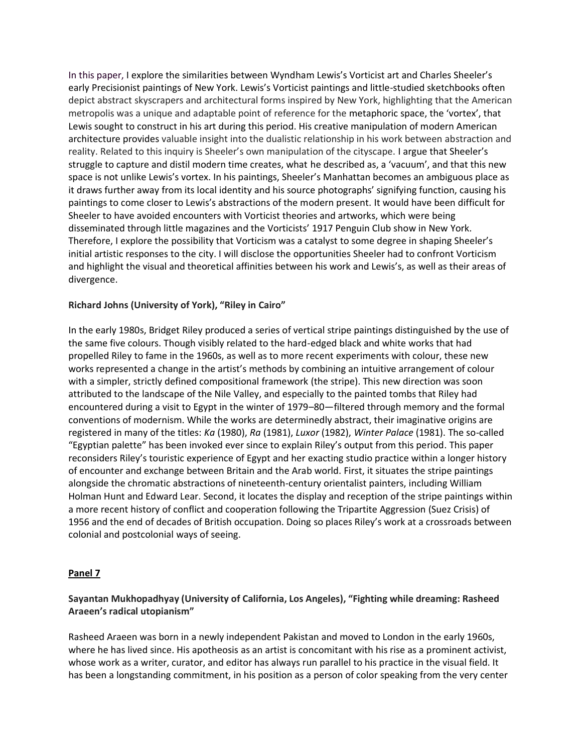In this paper, I explore the similarities between Wyndham Lewis's Vorticist art and Charles Sheeler's early Precisionist paintings of New York. Lewis's Vorticist paintings and little-studied sketchbooks often depict abstract skyscrapers and architectural forms inspired by New York, highlighting that the American metropolis was a unique and adaptable point of reference for the metaphoric space, the 'vortex', that Lewis sought to construct in his art during this period. His creative manipulation of modern American architecture provides valuable insight into the dualistic relationship in his work between abstraction and reality. Related to this inquiry is Sheeler's own manipulation of the cityscape. I argue that Sheeler's struggle to capture and distil modern time creates, what he described as, a 'vacuum', and that this new space is not unlike Lewis's vortex. In his paintings, Sheeler's Manhattan becomes an ambiguous place as it draws further away from its local identity and his source photographs' signifying function, causing his paintings to come closer to Lewis's abstractions of the modern present. It would have been difficult for Sheeler to have avoided encounters with Vorticist theories and artworks, which were being disseminated through little magazines and the Vorticists' 1917 Penguin Club show in New York. Therefore, I explore the possibility that Vorticism was a catalyst to some degree in shaping Sheeler's initial artistic responses to the city. I will disclose the opportunities Sheeler had to confront Vorticism and highlight the visual and theoretical affinities between his work and Lewis's, as well as their areas of divergence.

**Richard Johns (University of York), "Riley in Cairo"**

In the early 1980s, Bridget Riley produced a series of vertical stripe paintings distinguished by the use of the same five colours. Though visibly related to the hard-edged black and white works that had propelled Riley to fame in the 1960s, as well as to more recent experiments with colour, these new works represented a change in the artist's methods by combining an intuitive arrangement of colour with a simpler, strictly defined compositional framework (the stripe). This new direction was soon attributed to the landscape of the Nile Valley, and especially to the painted tombs that Riley had encountered during a visit to Egypt in the winter of 1979–80—filtered through memory and the formal conventions of modernism. While the works are determinedly abstract, their imaginative origins are registered in many of the titles: *Ka* (1980), *Ra* (1981), *Luxor* (1982), *Winter Palace* (1981). The so-called "Egyptian palette" has been invoked ever since to explain Riley's output from this period. This paper reconsiders Riley's touristic experience of Egypt and her exacting studio practice within a longer history of encounter and exchange between Britain and the Arab world. First, it situates the stripe paintings alongside the chromatic abstractions of nineteenth-century orientalist painters, including William Holman Hunt and Edward Lear. Second, it locates the display and reception of the stripe paintings within a more recent history of conflict and cooperation following the Tripartite Aggression (Suez Crisis) of 1956 and the end of decades of British occupation. Doing so places Riley's work at a crossroads between colonial and postcolonial ways of seeing.

## Panel 7

**Sayantan Mukhopadhyay (University of California, Los Angeles), "Fighting while dreaming: Rasheed Araeen's radical utopianism"**

Rasheed Araeen was born in a newly independent Pakistan and moved to London in the early 1960s, where he has lived since. His apotheosis as an artist is concomitant with his rise as a prominent activist, whose work as a writer, curator, and editor has always run parallel to his practice in the visual field. It has been a longstanding commitment, in his position as a person of color speaking from the very center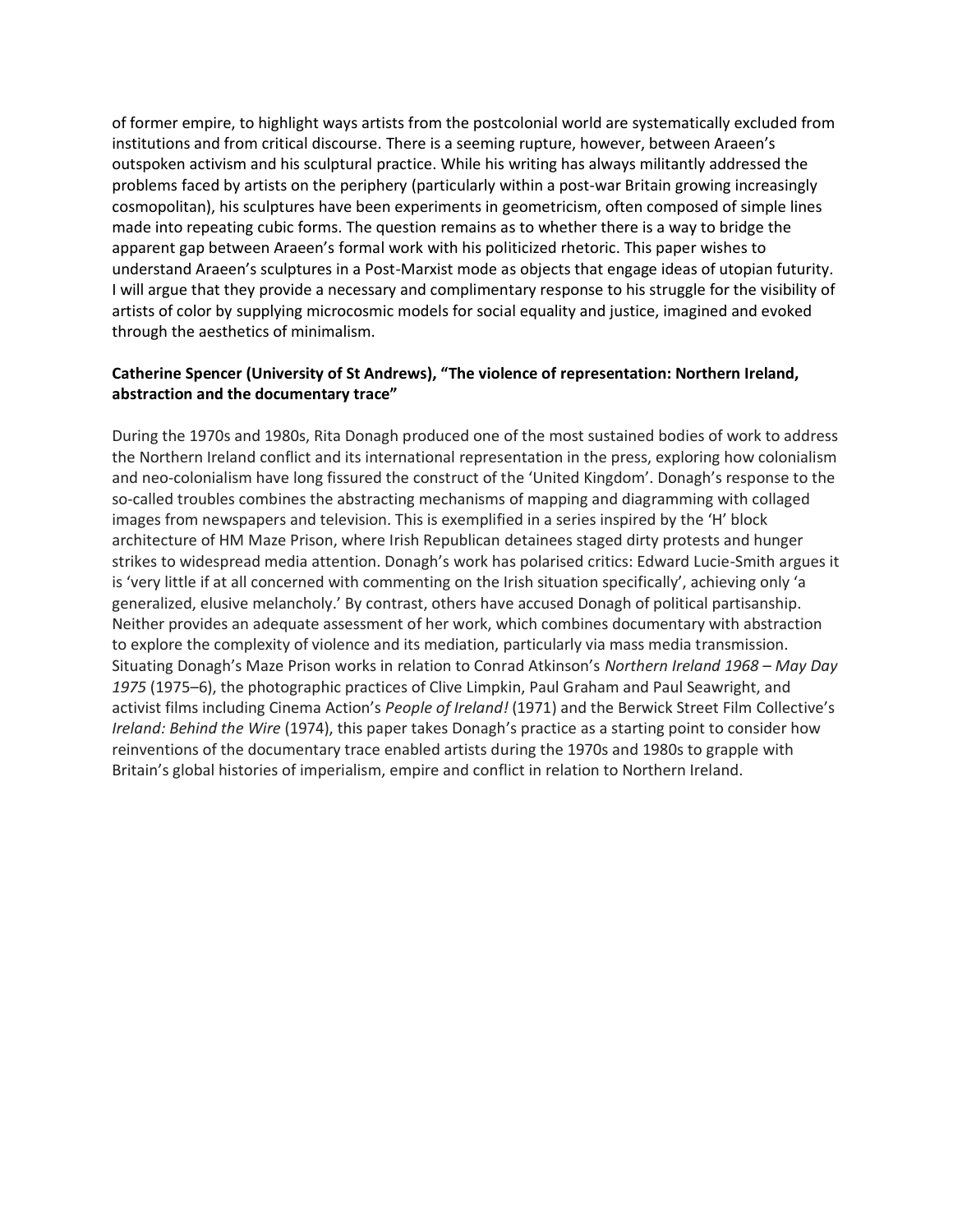of former empire, to highlight ways artists from the postcolonial world are systematically excluded from institutions and from critical discourse. There is a seeming rupture, however, between Araeen's outspoken activism and his sculptural practice. While his writing has always militantly addressed the problems faced by artists on the periphery (particularly within a post-war Britain growing increasingly cosmopolitan), his sculptures have been experiments in geometricism, often composed of simple lines made into repeating cubic forms. The question remains as to whether there is a way to bridge the apparent gap between Araeen's formal work with his politicized rhetoric. This paper wishes to understand Araeen's sculptures in a Post-Marxist mode as objects that engage ideas of utopian futurity. I will argue that they provide a necessary and complimentary response to his struggle for the visibility of artists of color by supplying microcosmic models for social equality and justice, imagined and evoked through the aesthetics of minimalism.

**Catherine Spencer (University of St Andrews), "The violence of representation: Northern Ireland, abstraction and the documentary trace"**

During the 1970s and 1980s, Rita Donagh produced one of the most sustained bodies of work to address the Northern Ireland conflict and its international representation in the press, exploring how colonialism and neo-colonialism have long fissured the construct of the 'United Kingdom'. Donagh's response to the so-called troubles combines the abstracting mechanisms of mapping and diagramming with collaged images from newspapers and television. This is exemplified in a series inspired by the 'H' block architecture of HM Maze Prison, where Irish Republican detainees staged dirty protests and hunger strikes to widespread media attention. Donagh's work has polarised critics: Edward Lucie-Smith argues it is 'very little if at all concerned with commenting on the Irish situation specifically', achieving only 'a generalized, elusive melancholy.' By contrast, others have accused Donagh of political partisanship. Neither provides an adequate assessment of her work, which combines documentary with abstraction to explore the complexity of violence and its mediation, particularly via mass media transmission. Situating Donagh's Maze Prison works in relation to Conrad Atkinson's *Northern Ireland 1968 – May Day 1975* (1975–6), the photographic practices of Clive Limpkin, Paul Graham and Paul Seawright, and activist films including Cinema Action's *People of Ireland!* (1971) and the Berwick Street Film Collective's *Ireland: Behind the Wire* (1974), this paper takes Donagh's practice as a starting point to consider how reinventions of the documentary trace enabled artists during the 1970s and 1980s to grapple with Britain's global histories of imperialism, empire and conflict in relation to Northern Ireland.